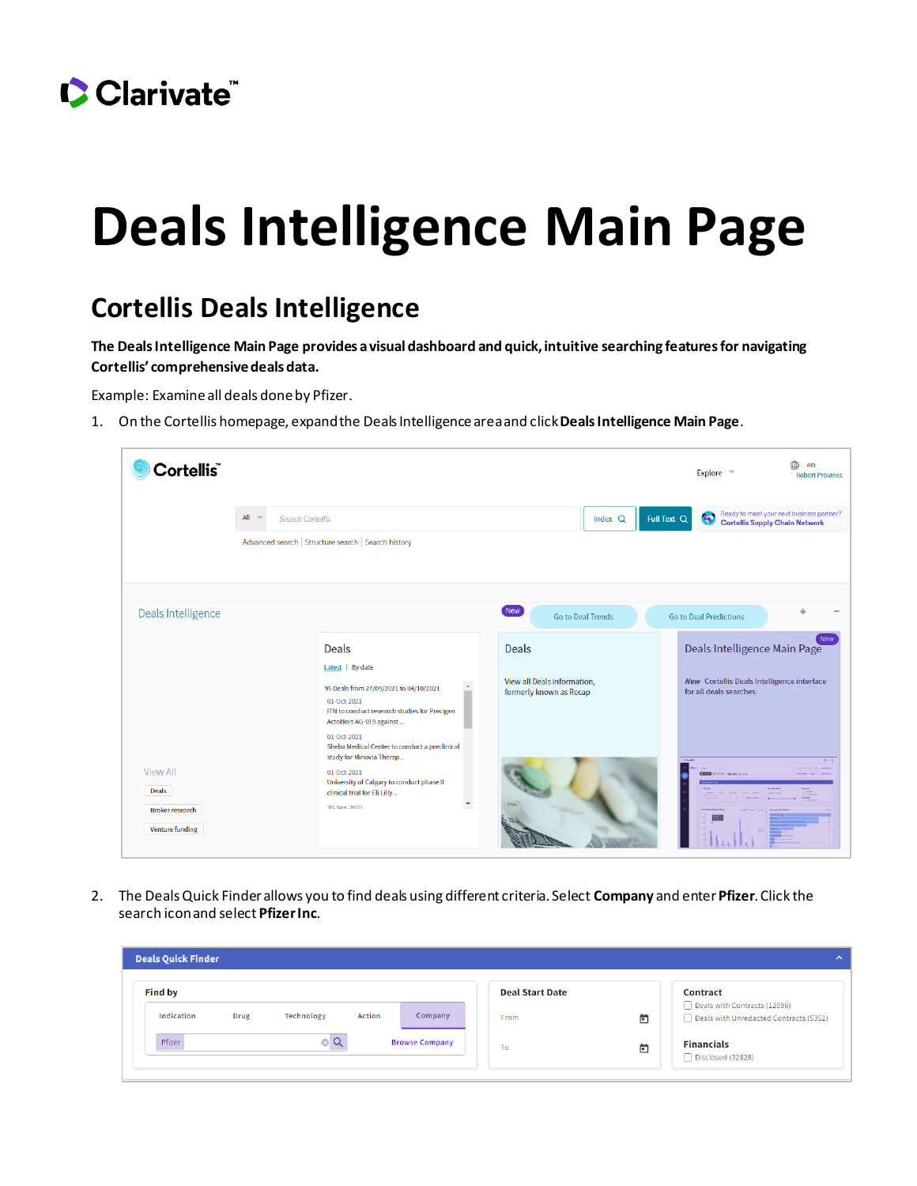# Deals Intelligence Main Page

## Cortellis Deals Intelligence

**The Deals Intelligence Main Page provides a visual dashboard and quick, intuitive searching features for navigating Cortellis' comprehensive deals data.**

Example: Examine all deals done by Pfizer.

1. On the Cortellis homepage, expand the Deals Intelligence area and click **Deals Intelligence Main Page**.

2. The Deals Quick Finder allows you to find deals using different criteria. Select **Company** and enter **Pfizer**. Click the search icon and select **Pfizer Inc**.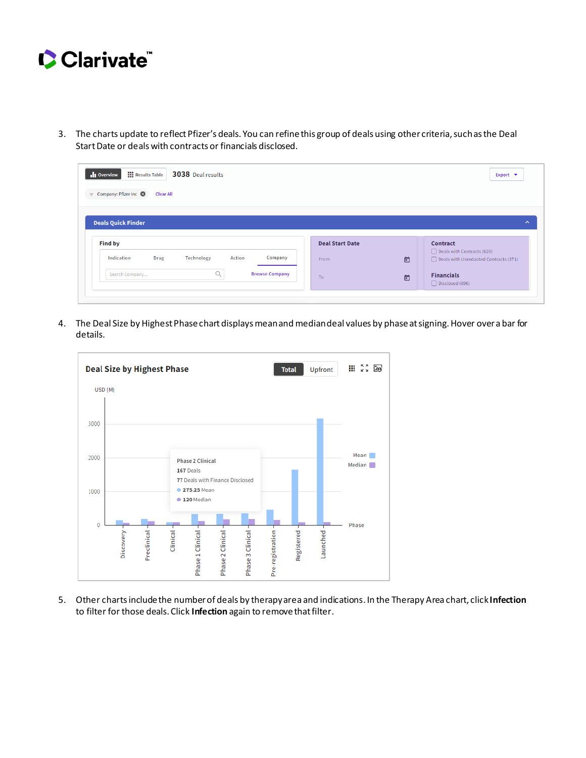3. The charts update to reflect Pfizer's deals. You can refine this group of deals using other criteria, such as the Deal Start Date or deals with contracts or financials disclosed.

4. The Deal Size by Highest Phase chart displays mean and median deal values by phase at signing. Hover over a bar for details.

5. Other charts include the number of deals by therapy area and indications. In the Therapy Area chart, click **Infection** to filter for those deals. Click **Infection** again to remove that filter.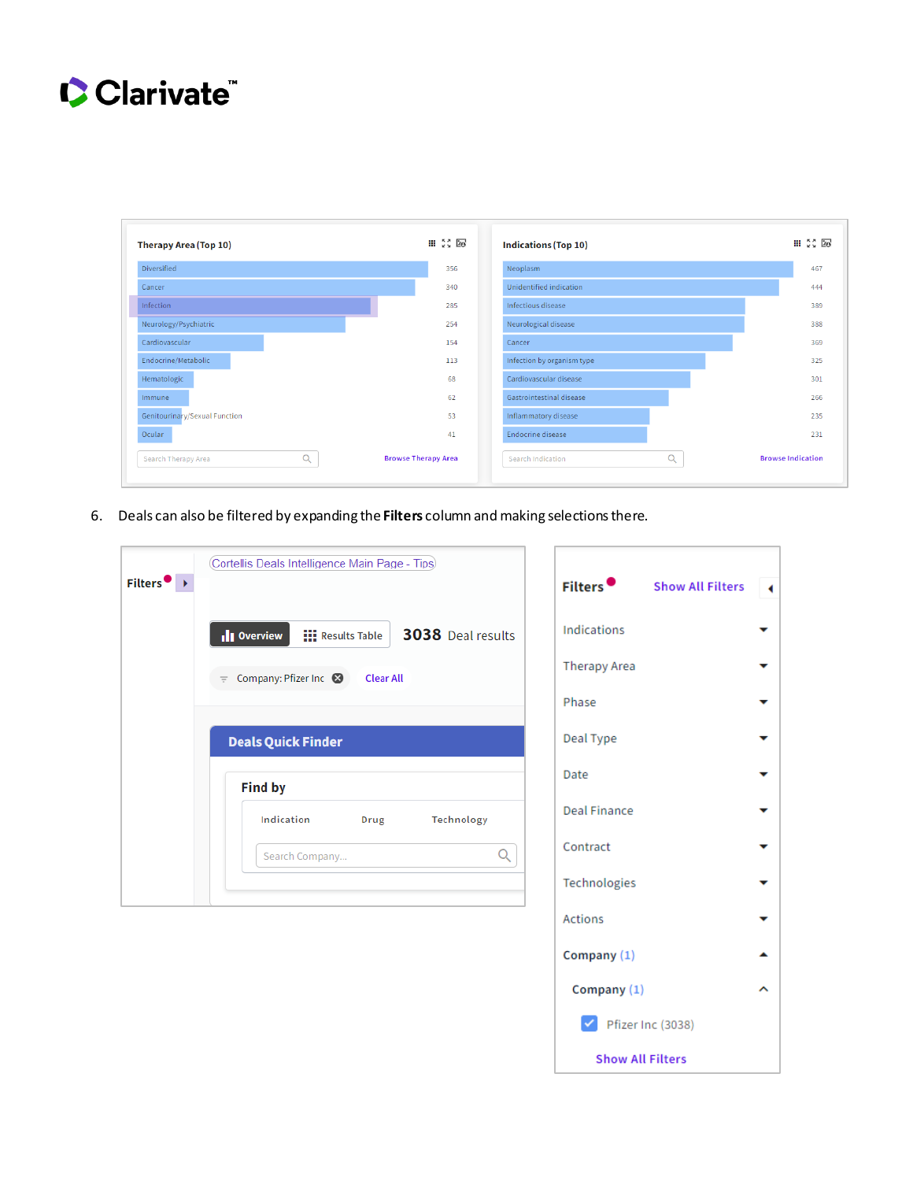6. Deals can also be filtered by expanding the **Filters** column and making selections there.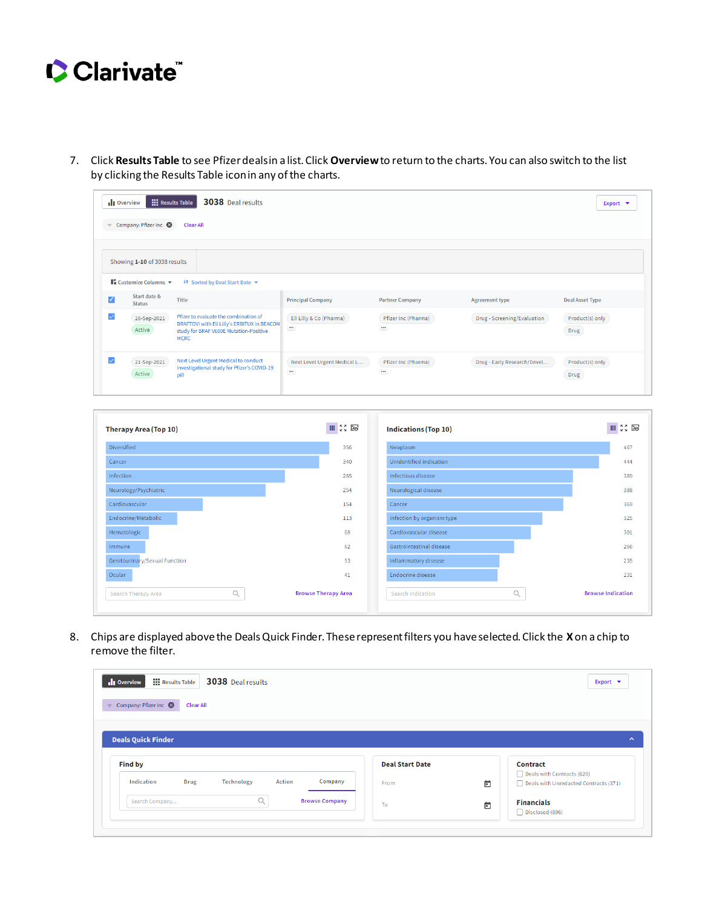7. Click **Results Table** to see Pfizer deals in a list. Click **Overview** to return to the charts. You can also switch to the list by clicking the Results Table icon in any of the charts.

8. Chips are displayed above the Deals Quick Finder. These represent filters you have selected. Click the **X** on a chip to remove the filter.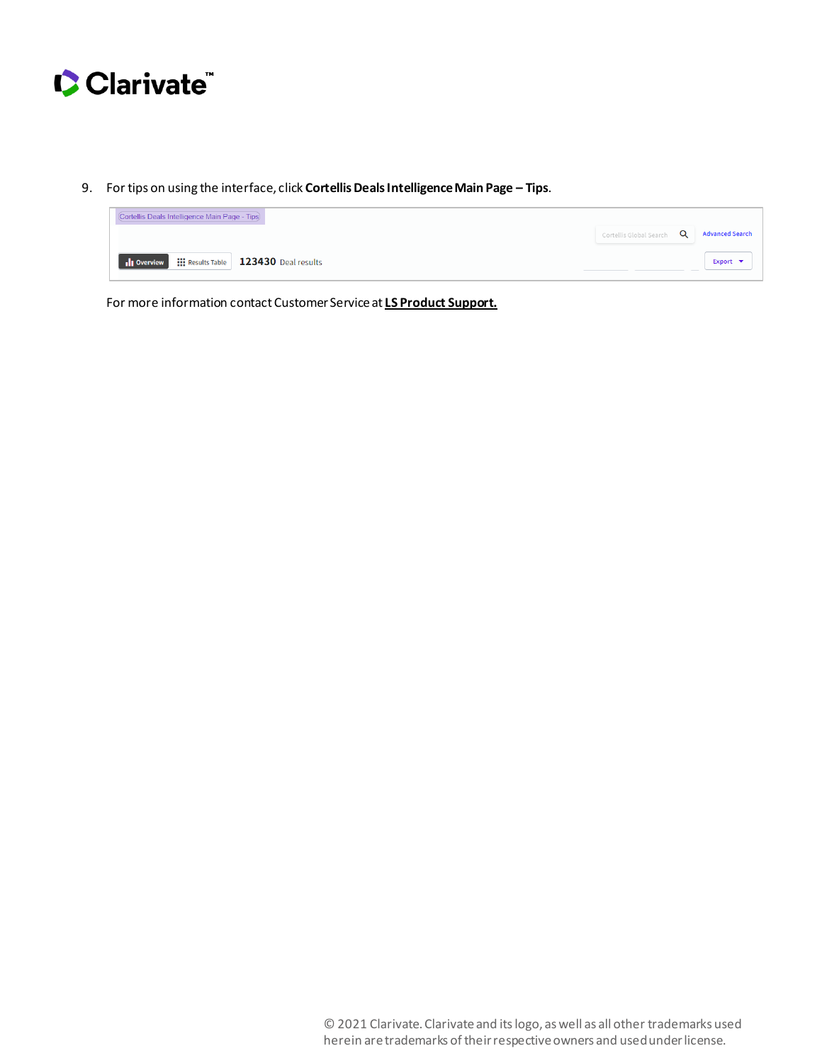9. For tips on using the interface, click **Cortellis Deals Intelligence Main Page – Tips**.

Cortellis Deals Intelligence Main Page - Tips

Cortellis Global Search

Advanced Search

Overview

Results Table

123430 Deal results

Export

For more information contact Customer Service at **LS Product Support.**

© 2021 Clarivate. Clarivate and its logo, as well as all other trademarks used herein are trademarks of their respective owners and used under license.